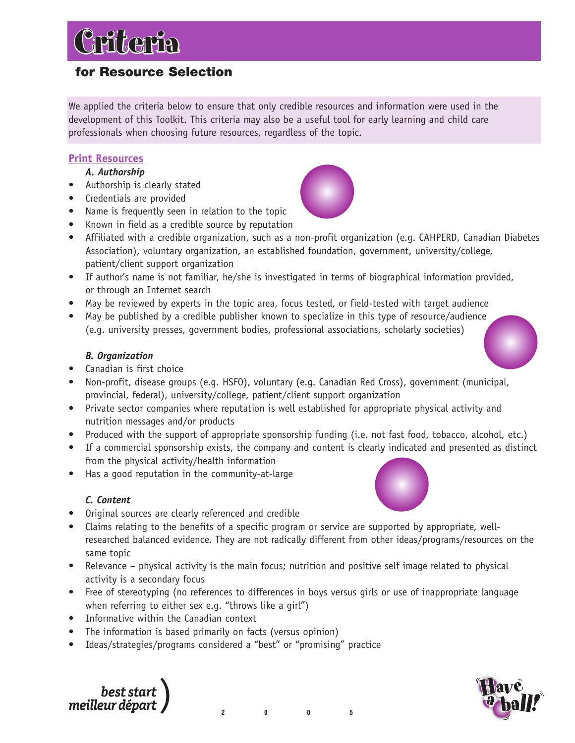# Criteria

## for Resource Selection

We applied the criteria below to ensure that only credible resources and information were used in the development of this Toolkit. This criteria may also be a useful tool for early learning and child care professionals when choosing future resources, regardless of the topic.

### Print Resources

***A. Authorship***

- Authorship is clearly stated
- Credentials are provided
- Name is frequently seen in relation to the topic
- Known in field as a credible source by reputation
- Affiliated with a credible organization, such as a non-profit organization (e.g. CAHPERD, Canadian Diabetes Association), voluntary organization, an established foundation, government, university/college, patient/client support organization
- If author's name is not familiar, he/she is investigated in terms of biographical information provided, or through an Internet search
- May be reviewed by experts in the topic area, focus tested, or field-tested with target audience
- May be published by a credible publisher known to specialize in this type of resource/audience (e.g. university presses, government bodies, professional associations, scholarly societies)

***B. Organization***

- Canadian is first choice
- Non-profit, disease groups (e.g. HSFO), voluntary (e.g. Canadian Red Cross), government (municipal, provincial, federal), university/college, patient/client support organization
- Private sector companies where reputation is well established for appropriate physical activity and nutrition messages and/or products
- Produced with the support of appropriate sponsorship funding (i.e. not fast food, tobacco, alcohol, etc.)
- If a commercial sponsorship exists, the company and content is clearly indicated and presented as distinct from the physical activity/health information
- Has a good reputation in the community-at-large

***C. Content***

- Original sources are clearly referenced and credible
- Claims relating to the benefits of a specific program or service are supported by appropriate, well-researched balanced evidence. They are not radically different from other ideas/programs/resources on the same topic
- Relevance – physical activity is the main focus; nutrition and positive self image related to physical activity is a secondary focus
- Free of stereotyping (no references to differences in boys versus girls or use of inappropriate language when referring to either sex e.g. "throws like a girl")
- Informative within the Canadian context
- The information is based primarily on facts (versus opinion)
- Ideas/strategies/programs considered a "best" or "promising" practice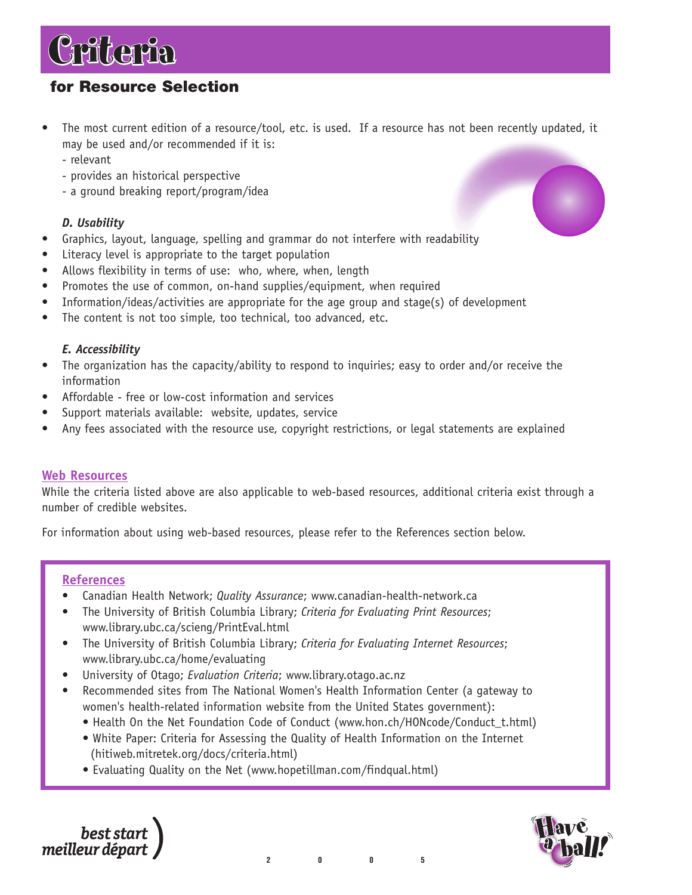# Criteria

## for Resource Selection

- The most current edition of a resource/tool, etc. is used. If a resource has not been recently updated, it may be used and/or recommended if it is:
  - relevant
  - provides an historical perspective
  - a ground breaking report/program/idea

***D. Usability***

- Graphics, layout, language, spelling and grammar do not interfere with readability
- Literacy level is appropriate to the target population
- Allows flexibility in terms of use: who, where, when, length
- Promotes the use of common, on-hand supplies/equipment, when required
- Information/ideas/activities are appropriate for the age group and stage(s) of development
- The content is not too simple, too technical, too advanced, etc.

***E. Accessibility***

- The organization has the capacity/ability to respond to inquiries; easy to order and/or receive the information
- Affordable - free or low-cost information and services
- Support materials available: website, updates, service
- Any fees associated with the resource use, copyright restrictions, or legal statements are explained

### Web Resources

While the criteria listed above are also applicable to web-based resources, additional criteria exist through a number of credible websites.

For information about using web-based resources, please refer to the References section below.

### References

- Canadian Health Network; *Quality Assurance*; www.canadian-health-network.ca
- The University of British Columbia Library; *Criteria for Evaluating Print Resources*; www.library.ubc.ca/scieng/PrintEval.html
- The University of British Columbia Library; *Criteria for Evaluating Internet Resources*; www.library.ubc.ca/home/evaluating
- University of Otago; *Evaluation Criteria*; www.library.otago.ac.nz
- Recommended sites from The National Women's Health Information Center (a gateway to women's health-related information website from the United States government):
  - Health On the Net Foundation Code of Conduct (www.hon.ch/HONcode/Conduct_t.html)
  - White Paper: Criteria for Assessing the Quality of Health Information on the Internet (hitiweb.mitretek.org/docs/criteria.html)
  - Evaluating Quality on the Net (www.hopetillman.com/findqual.html)

best start meilleur départ

2005

Have a ball!